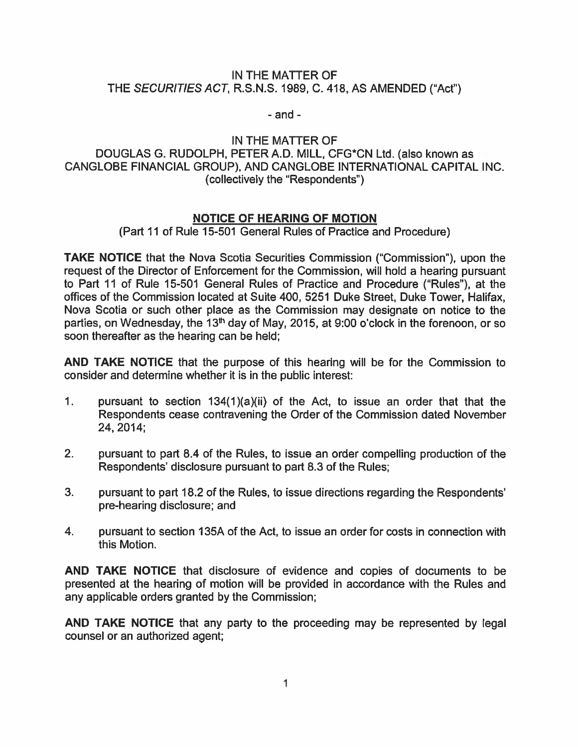IN THE MATTER OF
THE *SECURITIES ACT*, R.S.N.S. 1989, C. 418, AS AMENDED ("Act")

- and -

IN THE MATTER OF
DOUGLAS G. RUDOLPH, PETER A.D. MILL, CFG*CN Ltd. (also known as CANGLOBE FINANCIAL GROUP), AND CANGLOBE INTERNATIONAL CAPITAL INC. (collectively the "Respondents")

## NOTICE OF HEARING OF MOTION

(Part 11 of Rule 15-501 General Rules of Practice and Procedure)

**TAKE NOTICE** that the Nova Scotia Securities Commission ("Commission"), upon the request of the Director of Enforcement for the Commission, will hold a hearing pursuant to Part 11 of Rule 15-501 General Rules of Practice and Procedure ("Rules"), at the offices of the Commission located at Suite 400, 5251 Duke Street, Duke Tower, Halifax, Nova Scotia or such other place as the Commission may designate on notice to the parties, on Wednesday, the 13th day of May, 2015, at 9:00 o'clock in the forenoon, or so soon thereafter as the hearing can be held;

**AND TAKE NOTICE** that the purpose of this hearing will be for the Commission to consider and determine whether it is in the public interest:

1. pursuant to section 134(1)(a)(ii) of the Act, to issue an order that that the Respondents cease contravening the Order of the Commission dated November 24, 2014;
2. pursuant to part 8.4 of the Rules, to issue an order compelling production of the Respondents' disclosure pursuant to part 8.3 of the Rules;
3. pursuant to part 18.2 of the Rules, to issue directions regarding the Respondents' pre-hearing disclosure; and
4. pursuant to section 135A of the Act, to issue an order for costs in connection with this Motion.

**AND TAKE NOTICE** that disclosure of evidence and copies of documents to be presented at the hearing of motion will be provided in accordance with the Rules and any applicable orders granted by the Commission;

**AND TAKE NOTICE** that any party to the proceeding may be represented by legal counsel or an authorized agent;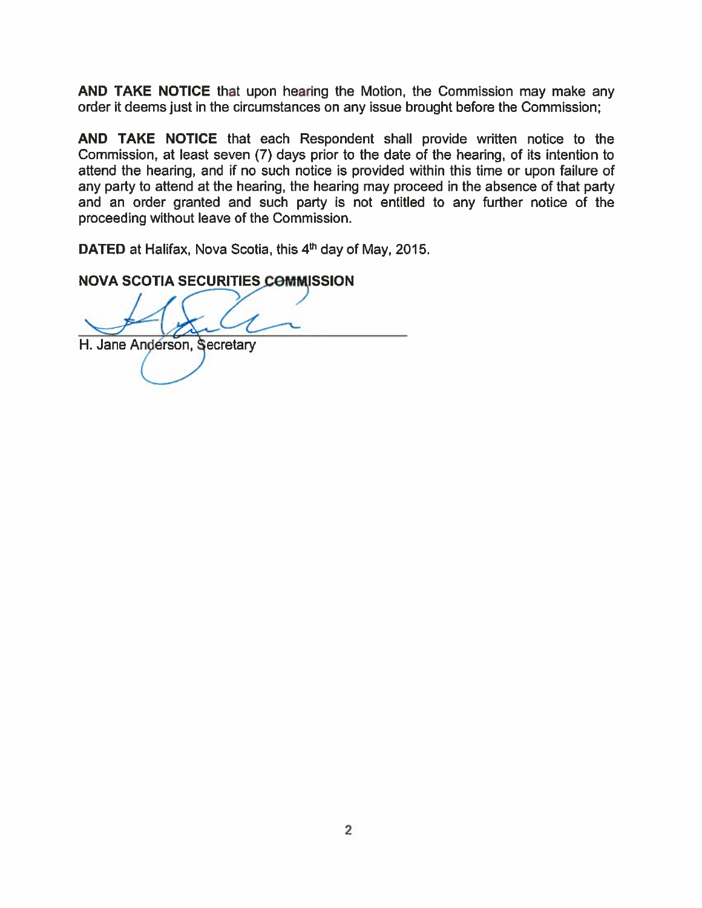**AND TAKE NOTICE** that upon hearing the Motion, the Commission may make any order it deems just in the circumstances on any issue brought before the Commission;

**AND TAKE NOTICE** that each Respondent shall provide written notice to the Commission, at least seven (7) days prior to the date of the hearing, of its intention to attend the hearing, and if no such notice is provided within this time or upon failure of any party to attend at the hearing, the hearing may proceed in the absence of that party and an order granted and such party is not entitled to any further notice of the proceeding without leave of the Commission.

**DATED** at Halifax, Nova Scotia, this 4th day of May, 2015.

**NOVA SCOTIA SECURITIES COMMISSION**

H. Jane Anderson, Secretary